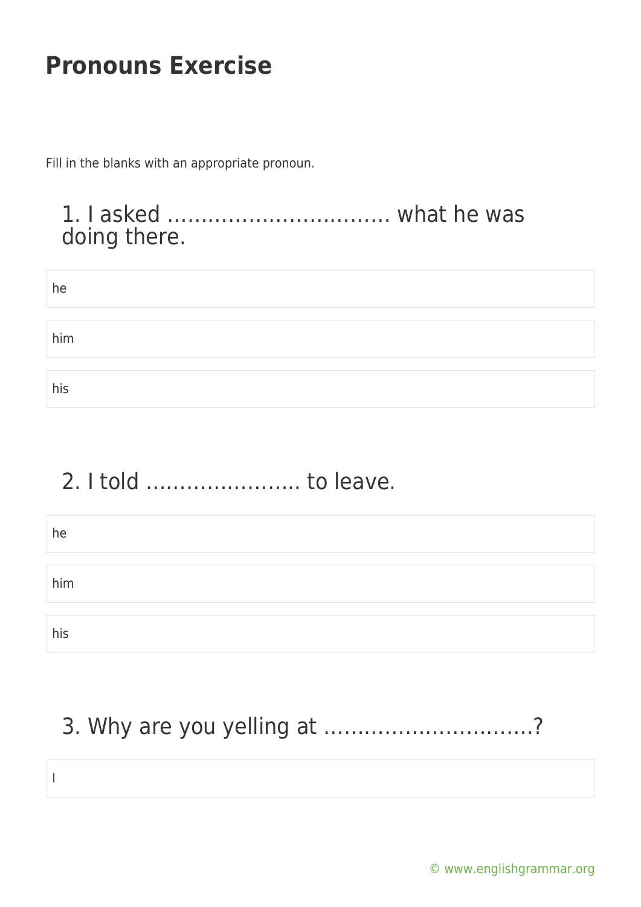# Pronouns Exercise

Fill in the blanks with an appropriate pronoun.

## 1. I asked …………………………… what he was doing there.

he

him

his

## 2. I told ………………….. to leave.

he

him

his

## 3. Why are you yelling at …………………………?

I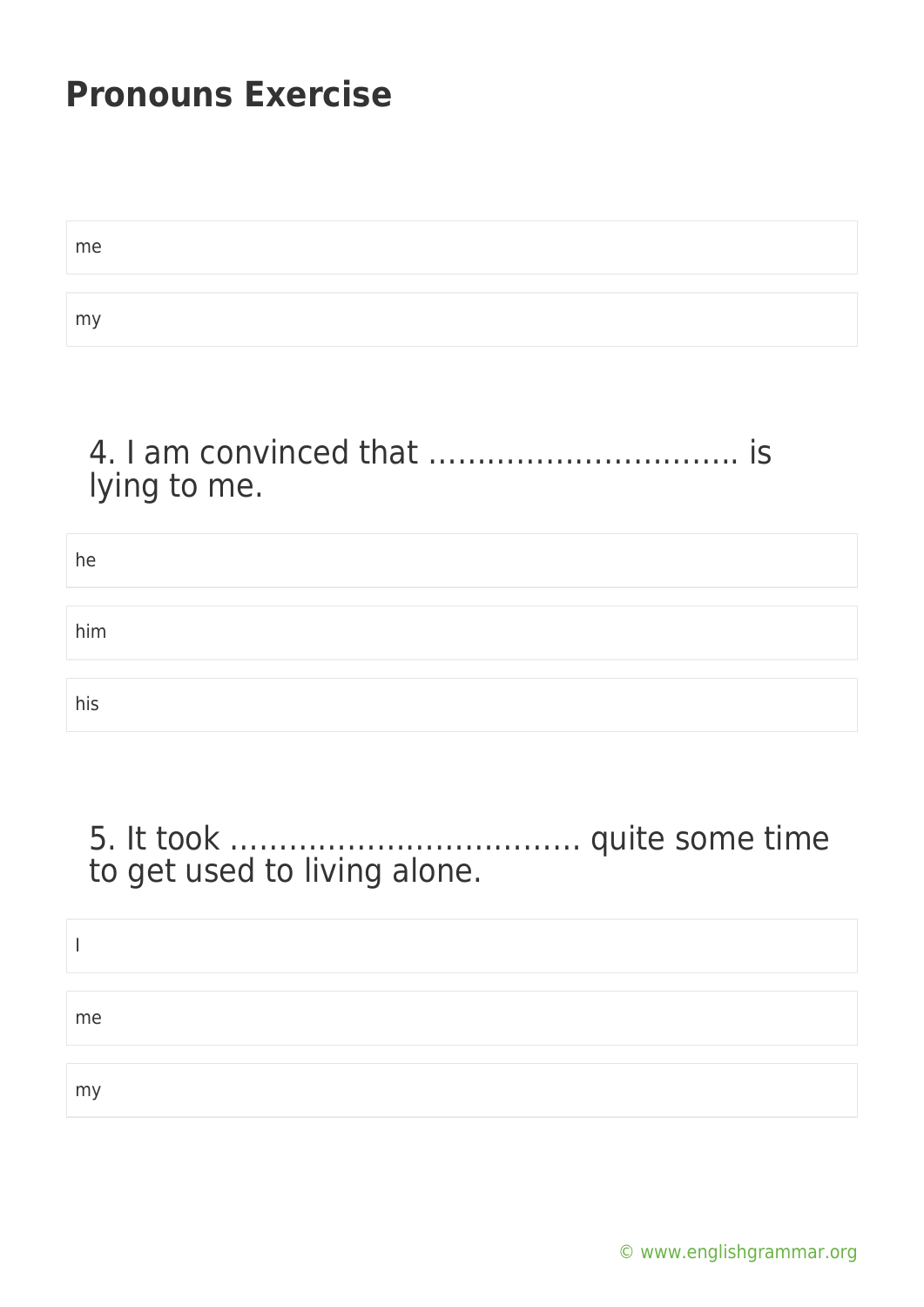# Pronouns Exercise

me

my

4. I am convinced that ………………………….. is lying to me.

he

him

his

5. It took ……………………………… quite some time to get used to living alone.

I

me

my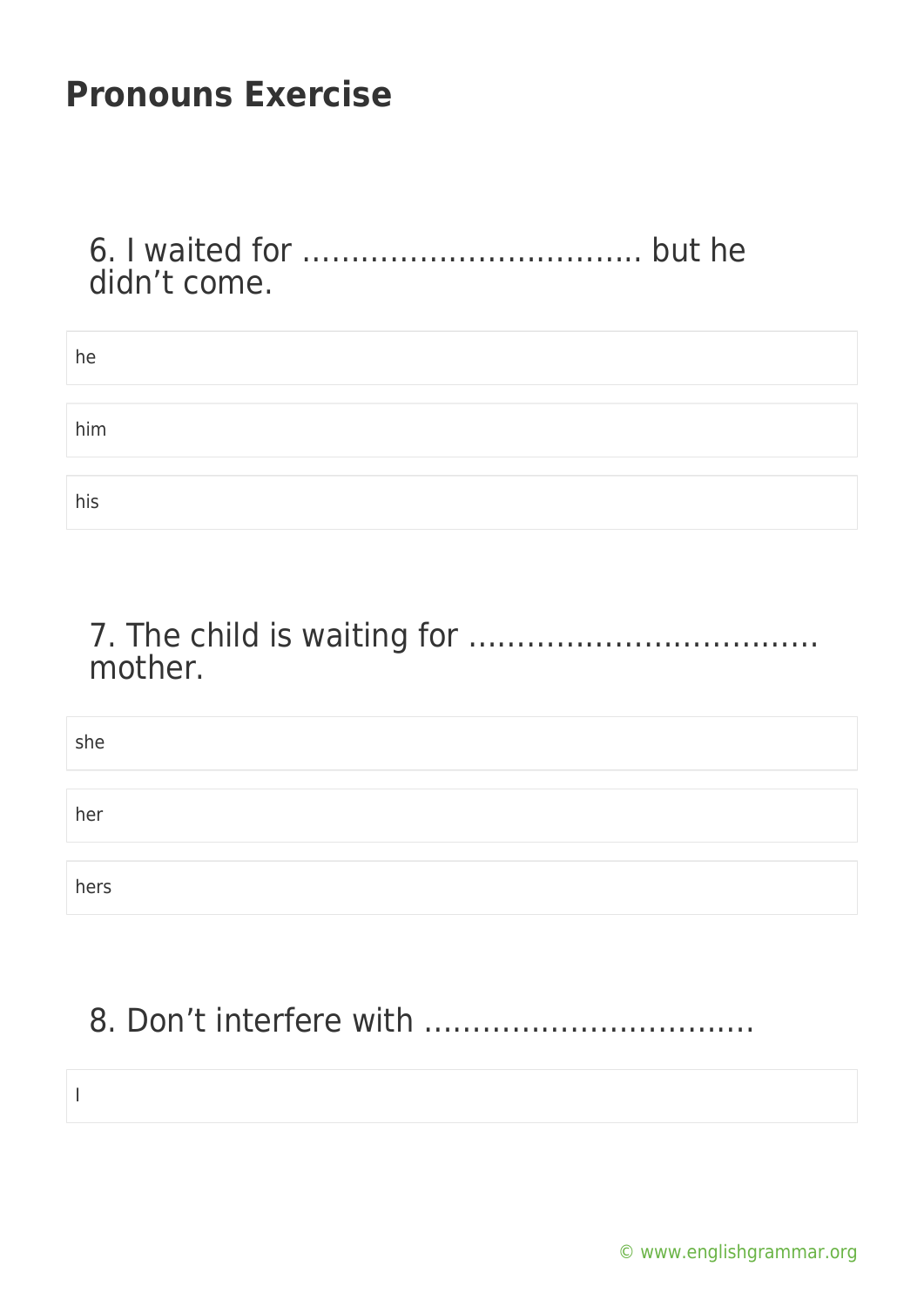## Pronouns Exercise

6. I waited for ……………………………. but he didn't come.

- he
- him
- his

7. The child is waiting for ……………………………. mother.

- she
- her
- hers

8. Don't interfere with …………………………….

- I

© www.englishgrammar.org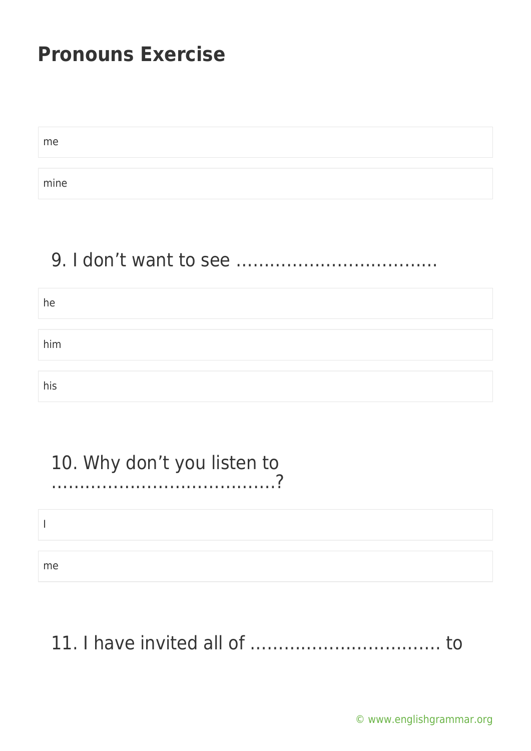# Pronouns Exercise

me

mine

## 9. I don't want to see ………………………………

he

him

his

## 10. Why don't you listen to …………………………………?

I

me

## 11. I have invited all of ……………………………. to

© www.englishgrammar.org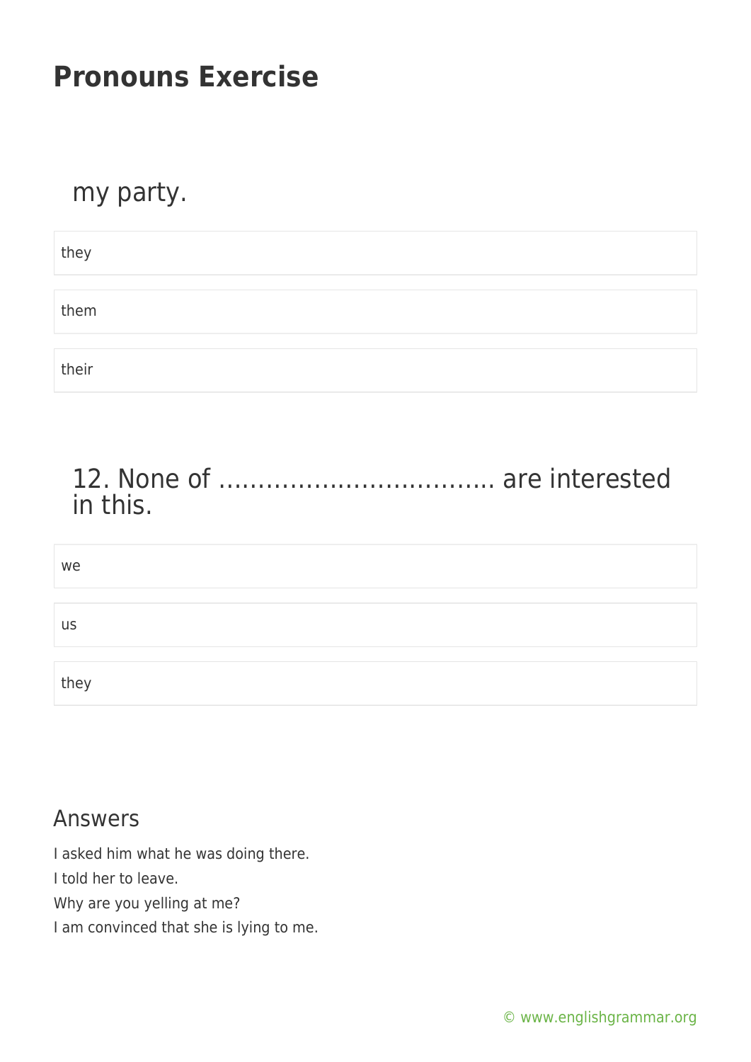my party.

- they
- them
- their

## 12. None of ……………………………. are interested in this.

- we
- us
- they

## Answers

I asked him what he was doing there.
I told her to leave.
Why are you yelling at me?
I am convinced that she is lying to me.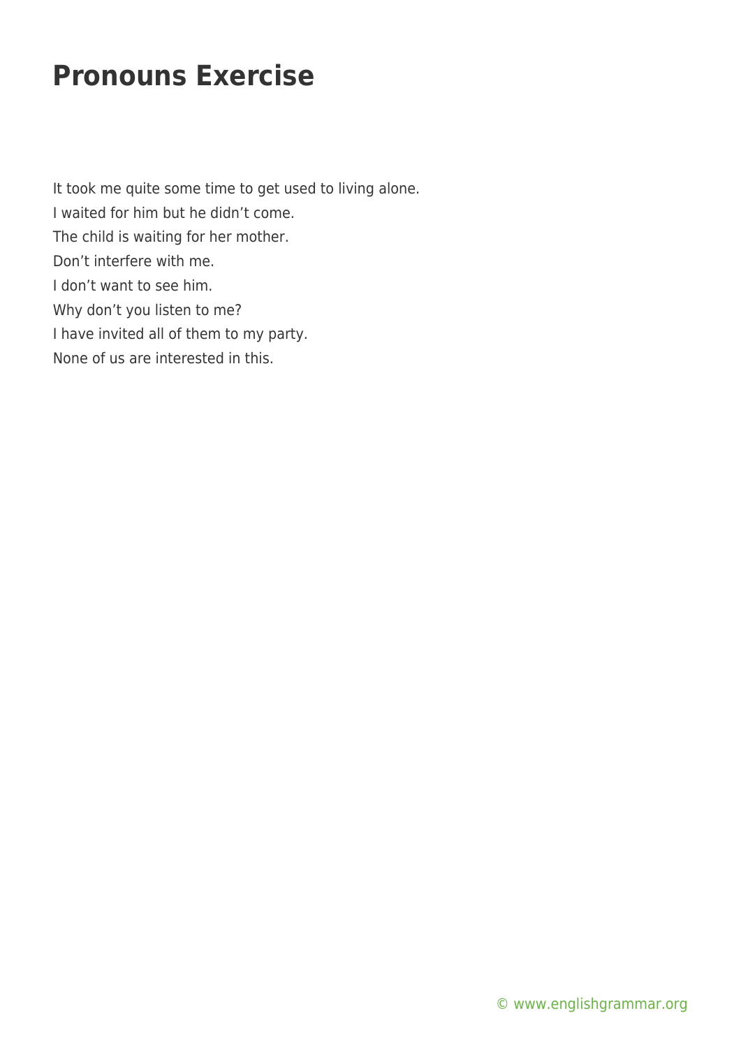# Pronouns Exercise

It took me quite some time to get used to living alone.
I waited for him but he didn't come.
The child is waiting for her mother.
Don't interfere with me.
I don't want to see him.
Why don't you listen to me?
I have invited all of them to my party.
None of us are interested in this.